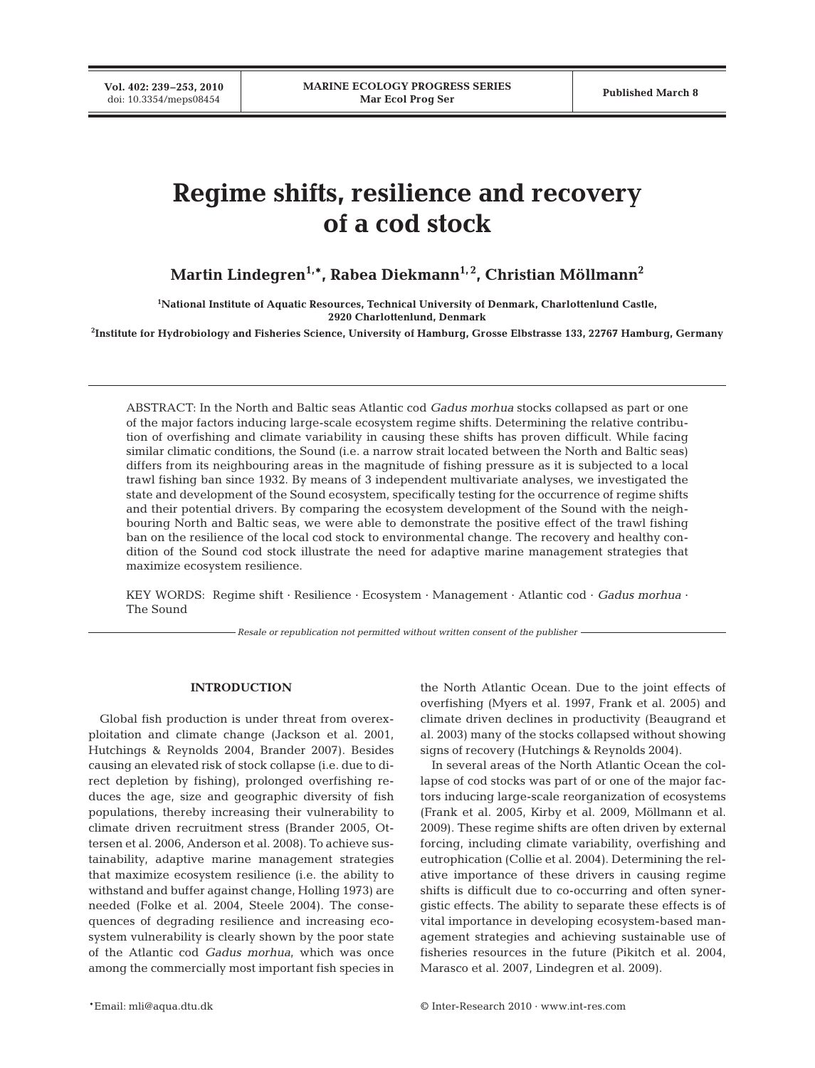# Regime shifts, resilience and recovery of a cod stock

**Martin Lindegren[1,*], Rabea Diekmann[1,2], Christian Möllmann[2]**

[1]National Institute of Aquatic Resources, Technical University of Denmark, Charlottenlund Castle, 2920 Charlottenlund, Denmark

[2]Institute for Hydrobiology and Fisheries Science, University of Hamburg, Grosse Elbstrasse 133, 22767 Hamburg, Germany

ABSTRACT: In the North and Baltic seas Atlantic cod *Gadus morhua* stocks collapsed as part or one of the major factors inducing large-scale ecosystem regime shifts. Determining the relative contribution of overfishing and climate variability in causing these shifts has proven difficult. While facing similar climatic conditions, the Sound (i.e. a narrow strait located between the North and Baltic seas) differs from its neighbouring areas in the magnitude of fishing pressure as it is subjected to a local trawl fishing ban since 1932. By means of 3 independent multivariate analyses, we investigated the state and development of the Sound ecosystem, specifically testing for the occurrence of regime shifts and their potential drivers. By comparing the ecosystem development of the Sound with the neighbouring North and Baltic seas, we were able to demonstrate the positive effect of the trawl fishing ban on the resilience of the local cod stock to environmental change. The recovery and healthy condition of the Sound cod stock illustrate the need for adaptive marine management strategies that maximize ecosystem resilience.

KEY WORDS: Regime shift · Resilience · Ecosystem · Management · Atlantic cod · *Gadus morhua* · The Sound

*Resale or republication not permitted without written consent of the publisher*

## INTRODUCTION

Global fish production is under threat from overexploitation and climate change (Jackson et al. 2001, Hutchings & Reynolds 2004, Brander 2007). Besides causing an elevated risk of stock collapse (i.e. due to direct depletion by fishing), prolonged overfishing reduces the age, size and geographic diversity of fish populations, thereby increasing their vulnerability to climate driven recruitment stress (Brander 2005, Ottersen et al. 2006, Anderson et al. 2008). To achieve sustainability, adaptive marine management strategies that maximize ecosystem resilience (i.e. the ability to withstand and buffer against change, Holling 1973) are needed (Folke et al. 2004, Steele 2004). The consequences of degrading resilience and increasing ecosystem vulnerability is clearly shown by the poor state of the Atlantic cod *Gadus morhua*, which was once among the commercially most important fish species in the North Atlantic Ocean. Due to the joint effects of overfishing (Myers et al. 1997, Frank et al. 2005) and climate driven declines in productivity (Beaugrand et al. 2003) many of the stocks collapsed without showing signs of recovery (Hutchings & Reynolds 2004).

In several areas of the North Atlantic Ocean the collapse of cod stocks was part of or one of the major factors inducing large-scale reorganization of ecosystems (Frank et al. 2005, Kirby et al. 2009, Möllmann et al. 2009). These regime shifts are often driven by external forcing, including climate variability, overfishing and eutrophication (Collie et al. 2004). Determining the relative importance of these drivers in causing regime shifts is difficult due to co-occurring and often synergistic effects. The ability to separate these effects is of vital importance in developing ecosystem-based management strategies and achieving sustainable use of fisheries resources in the future (Pikitch et al. 2004, Marasco et al. 2007, Lindegren et al. 2009).

*Email: mli@aqua.dtu.dk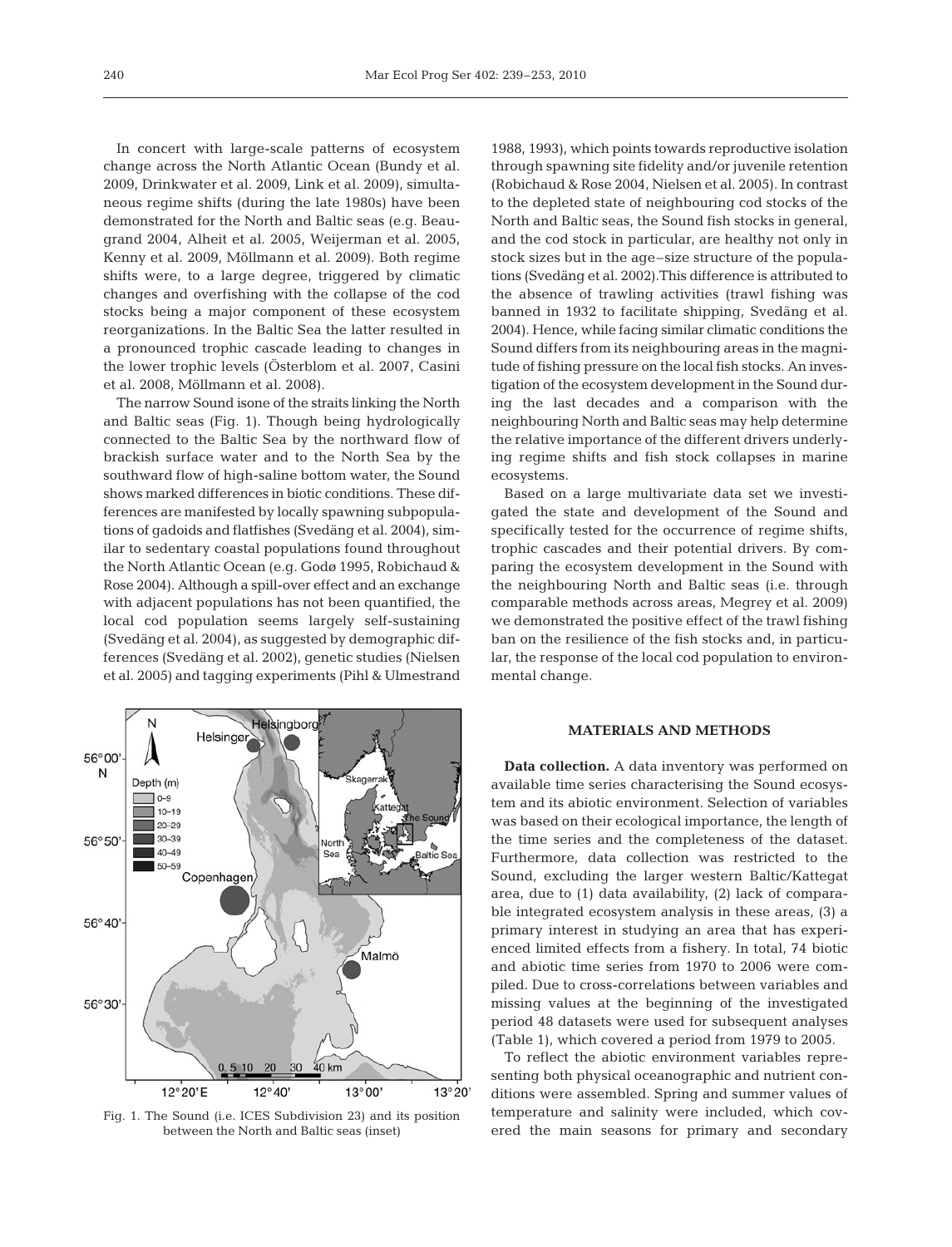In concert with large-scale patterns of ecosystem change across the North Atlantic Ocean (Bundy et al. 2009, Drinkwater et al. 2009, Link et al. 2009), simultaneous regime shifts (during the late 1980s) have been demonstrated for the North and Baltic seas (e.g. Beaugrand 2004, Alheit et al. 2005, Weijerman et al. 2005, Kenny et al. 2009, Möllmann et al. 2009). Both regime shifts were, to a large degree, triggered by climatic changes and overfishing with the collapse of the cod stocks being a major component of these ecosystem reorganizations. In the Baltic Sea the latter resulted in a pronounced trophic cascade leading to changes in the lower trophic levels (Österblom et al. 2007, Casini et al. 2008, Möllmann et al. 2008).

The narrow Sound isone of the straits linking the North and Baltic seas (Fig. 1). Though being hydrologically connected to the Baltic Sea by the northward flow of brackish surface water and to the North Sea by the southward flow of high-saline bottom water, the Sound shows marked differences in biotic conditions. These differences are manifested by locally spawning subpopulations of gadoids and flatfishes (Svedäng et al. 2004), similar to sedentary coastal populations found throughout the North Atlantic Ocean (e.g. Godø 1995, Robichaud & Rose 2004). Although a spill-over effect and an exchange with adjacent populations has not been quantified, the local cod population seems largely self-sustaining (Svedäng et al. 2004), as suggested by demographic differences (Svedäng et al. 2002), genetic studies (Nielsen et al. 2005) and tagging experiments (Pihl & Ulmestrand 1988, 1993), which points towards reproductive isolation through spawning site fidelity and/or juvenile retention (Robichaud & Rose 2004, Nielsen et al. 2005). In contrast to the depleted state of neighbouring cod stocks of the North and Baltic seas, the Sound fish stocks in general, and the cod stock in particular, are healthy not only in stock sizes but in the age–size structure of the populations (Svedäng et al. 2002).This difference is attributed to the absence of trawling activities (trawl fishing was banned in 1932 to facilitate shipping, Svedäng et al. 2004). Hence, while facing similar climatic conditions the Sound differs from its neighbouring areas in the magnitude of fishing pressure on the local fish stocks. An investigation of the ecosystem development in the Sound during the last decades and a comparison with the neighbouring North and Baltic seas may help determine the relative importance of the different drivers underlying regime shifts and fish stock collapses in marine ecosystems.

Based on a large multivariate data set we investigated the state and development of the Sound and specifically tested for the occurrence of regime shifts, trophic cascades and their potential drivers. By comparing the ecosystem development in the Sound with the neighbouring North and Baltic seas (i.e. through comparable methods across areas, Megrey et al. 2009) we demonstrated the positive effect of the trawl fishing ban on the resilience of the fish stocks and, in particular, the response of the local cod population to environmental change.

Fig. 1. The Sound (i.e. ICES Subdivision 23) and its position between the North and Baltic seas (inset)

## MATERIALS AND METHODS

**Data collection.** A data inventory was performed on available time series characterising the Sound ecosystem and its abiotic environment. Selection of variables was based on their ecological importance, the length of the time series and the completeness of the dataset. Furthermore, data collection was restricted to the Sound, excluding the larger western Baltic/Kattegat area, due to (1) data availability, (2) lack of comparable integrated ecosystem analysis in these areas, (3) a primary interest in studying an area that has experienced limited effects from a fishery. In total, 74 biotic and abiotic time series from 1970 to 2006 were compiled. Due to cross-correlations between variables and missing values at the beginning of the investigated period 48 datasets were used for subsequent analyses (Table 1), which covered a period from 1979 to 2005.

To reflect the abiotic environment variables representing both physical oceanographic and nutrient conditions were assembled. Spring and summer values of temperature and salinity were included, which covered the main seasons for primary and secondary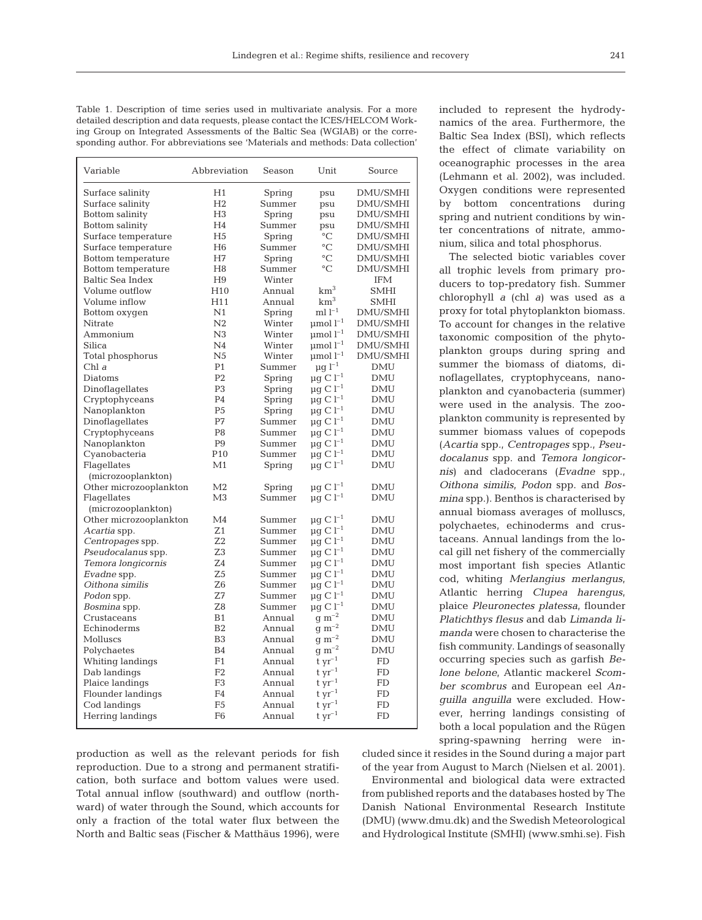Table 1. Description of time series used in multivariate analysis. For a more detailed description and data requests, please contact the ICES/HELCOM Working Group on Integrated Assessments of the Baltic Sea (WGIAB) or the corresponding author. For abbreviations see 'Materials and methods: Data collection'

| Variable | Abbreviation | Season | Unit | Source |
|---|---|---|---|---|
| Surface salinity | H1 | Spring | psu | DMU/SMHI |
| Surface salinity | H2 | Summer | psu | DMU/SMHI |
| Bottom salinity | H3 | Spring | psu | DMU/SMHI |
| Bottom salinity | H4 | Summer | psu | DMU/SMHI |
| Surface temperature | H5 | Spring | °C | DMU/SMHI |
| Surface temperature | H6 | Summer | °C | DMU/SMHI |
| Bottom temperature | H7 | Spring | °C | DMU/SMHI |
| Bottom temperature | H8 | Summer | °C | DMU/SMHI |
| Baltic Sea Index | H9 | Winter | | IFM |
| Volume outflow | H10 | Annual | $km^3$ | SMHI |
| Volume inflow | H11 | Annual | $km^3$ | SMHI |
| Bottom oxygen | N1 | Spring | $ml\ l^{-1}$ | DMU/SMHI |
| Nitrate | N2 | Winter | $\mu mol\ l^{-1}$ | DMU/SMHI |
| Ammonium | N3 | Winter | $\mu mol\ l^{-1}$ | DMU/SMHI |
| Silica | N4 | Winter | $\mu mol\ l^{-1}$ | DMU/SMHI |
| Total phosphorus | N5 | Winter | $\mu mol\ l^{-1}$ | DMU/SMHI |
| Chl *a* | P1 | Summer | $\mu g\ l^{-1}$ | DMU |
| Diatoms | P2 | Spring | $\mu g\ C\ l^{-1}$ | DMU |
| Dinoflagellates | P3 | Spring | $\mu g\ C\ l^{-1}$ | DMU |
| Cryptophyceans | P4 | Spring | $\mu g\ C\ l^{-1}$ | DMU |
| Nanoplankton | P5 | Spring | $\mu g\ C\ l^{-1}$ | DMU |
| Dinoflagellates | P7 | Summer | $\mu g\ C\ l^{-1}$ | DMU |
| Cryptophyceans | P8 | Summer | $\mu g\ C\ l^{-1}$ | DMU |
| Nanoplankton | P9 | Summer | $\mu g\ C\ l^{-1}$ | DMU |
| Cyanobacteria | P10 | Summer | $\mu g\ C\ l^{-1}$ | DMU |
| Flagellates (microzooplankton) | M1 | Spring | $\mu g\ C\ l^{-1}$ | DMU |
| Other microzooplankton | M2 | Spring | $\mu g\ C\ l^{-1}$ | DMU |
| Flagellates (microzooplankton) | M3 | Summer | $\mu g\ C\ l^{-1}$ | DMU |
| Other microzooplankton | M4 | Summer | $\mu g\ C\ l^{-1}$ | DMU |
| *Acartia* spp. | Z1 | Summer | $\mu g\ C\ l^{-1}$ | DMU |
| *Centropages* spp. | Z2 | Summer | $\mu g\ C\ l^{-1}$ | DMU |
| *Pseudocalanus* spp. | Z3 | Summer | $\mu g\ C\ l^{-1}$ | DMU |
| *Temora longicornis* | Z4 | Summer | $\mu g\ C\ l^{-1}$ | DMU |
| *Evadne* spp. | Z5 | Summer | $\mu g\ C\ l^{-1}$ | DMU |
| *Oithona similis* | Z6 | Summer | $\mu g\ C\ l^{-1}$ | DMU |
| *Podon* spp. | Z7 | Summer | $\mu g\ C\ l^{-1}$ | DMU |
| *Bosmina* spp. | Z8 | Summer | $\mu g\ C\ l^{-1}$ | DMU |
| Crustaceans | B1 | Annual | $g\ m^{-2}$ | DMU |
| Echinoderms | B2 | Annual | $g\ m^{-2}$ | DMU |
| Molluscs | B3 | Annual | $g\ m^{-2}$ | DMU |
| Polychaetes | B4 | Annual | $g\ m^{-2}$ | DMU |
| Whiting landings | F1 | Annual | $t\ yr^{-1}$ | FD |
| Dab landings | F2 | Annual | $t\ yr^{-1}$ | FD |
| Plaice landings | F3 | Annual | $t\ yr^{-1}$ | FD |
| Flounder landings | F4 | Annual | $t\ yr^{-1}$ | FD |
| Cod landings | F5 | Annual | $t\ yr^{-1}$ | FD |
| Herring landings | F6 | Annual | $t\ yr^{-1}$ | FD |

production as well as the relevant periods for fish reproduction. Due to a strong and permanent stratification, both surface and bottom values were used. Total annual inflow (southward) and outflow (northward) of water through the Sound, which accounts for only a fraction of the total water flux between the North and Baltic seas (Fischer & Matthäus 1996), were included to represent the hydrodynamics of the area. Furthermore, the Baltic Sea Index (BSI), which reflects the effect of climate variability on oceanographic processes in the area (Lehmann et al. 2002), was included. Oxygen conditions were represented by bottom concentrations during spring and nutrient conditions by winter concentrations of nitrate, ammonium, silica and total phosphorus.

The selected biotic variables cover all trophic levels from primary producers to top-predatory fish. Summer chlorophyll *a* (chl *a*) was used as a proxy for total phytoplankton biomass. To account for changes in the relative taxonomic composition of the phytoplankton groups during spring and summer the biomass of diatoms, dinoflagellates, cryptophyceans, nanoplankton and cyanobacteria (summer) were used in the analysis. The zooplankton community is represented by summer biomass values of copepods (*Acartia* spp., *Centropages* spp., *Pseudocalanus* spp. and *Temora longicornis*) and cladocerans (*Evadne* spp., *Oithona similis*, *Podon* spp. and *Bosmina* spp.). Benthos is characterised by annual biomass averages of molluscs, polychaetes, echinoderms and crustaceans. Annual landings from the local gill net fishery of the commercially most important fish species Atlantic cod, whiting *Merlangius merlangus*, Atlantic herring *Clupea harengus*, plaice *Pleuronectes platessa*, flounder *Platichthys flesus* and dab *Limanda limanda* were chosen to characterise the fish community. Landings of seasonally occurring species such as garfish *Belone belone*, Atlantic mackerel *Scomber scombrus* and European eel *Anguilla anguilla* were excluded. However, herring landings consisting of both a local population and the Rügen spring-spawning herring were included since it resides in the Sound during a major part of the year from August to March (Nielsen et al. 2001).

Environmental and biological data were extracted from published reports and the databases hosted by The Danish National Environmental Research Institute (DMU) (www.dmu.dk) and the Swedish Meteorological and Hydrological Institute (SMHI) (www.smhi.se). Fish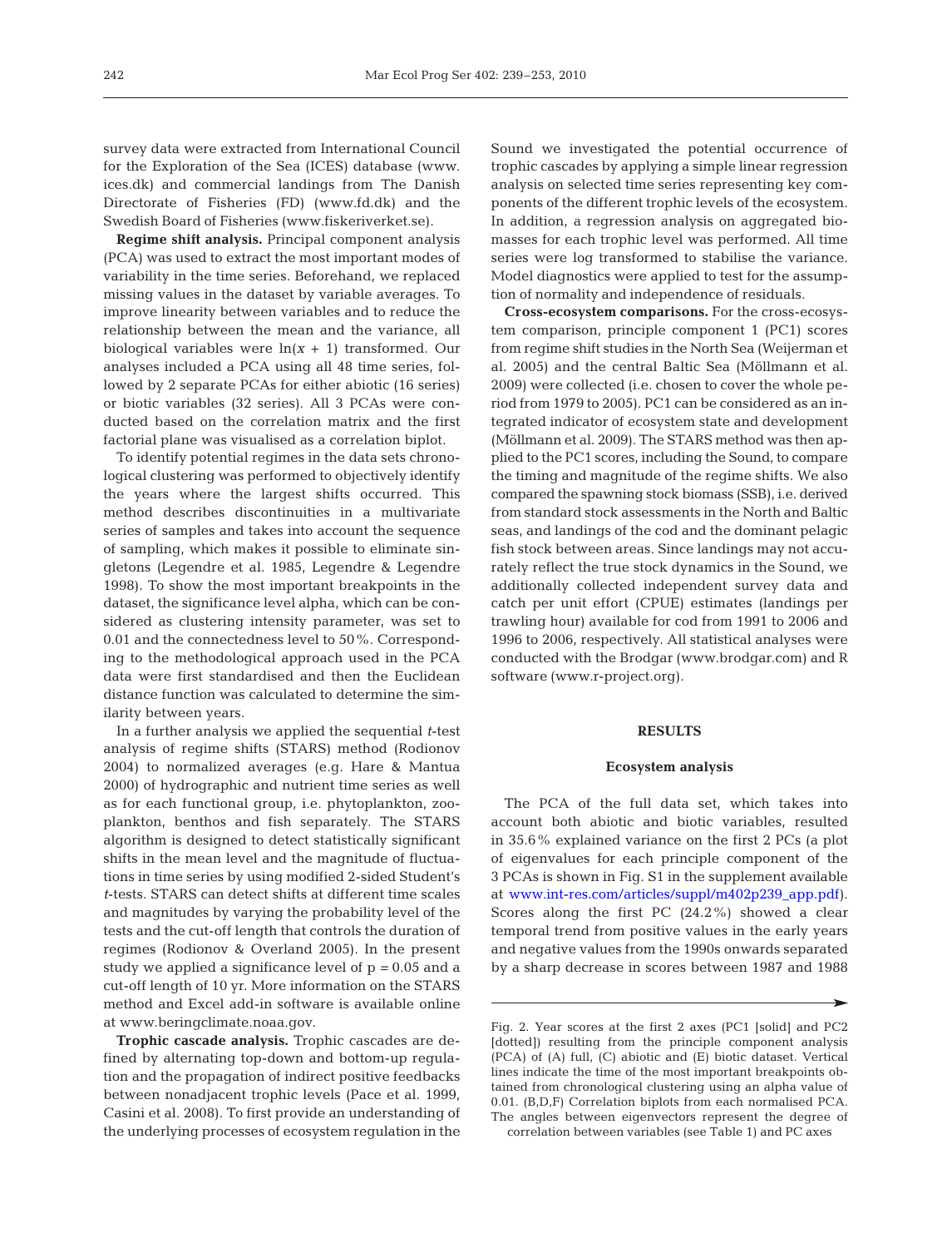survey data were extracted from International Council for the Exploration of the Sea (ICES) database (www.ices.dk) and commercial landings from The Danish Directorate of Fisheries (FD) (www.fd.dk) and the Swedish Board of Fisheries (www.fiskeriverket.se).

**Regime shift analysis.** Principal component analysis (PCA) was used to extract the most important modes of variability in the time series. Beforehand, we replaced missing values in the dataset by variable averages. To improve linearity between variables and to reduce the relationship between the mean and the variance, all biological variables were $\ln(x + 1)$ transformed. Our analyses included a PCA using all 48 time series, followed by 2 separate PCAs for either abiotic (16 series) or biotic variables (32 series). All 3 PCAs were conducted based on the correlation matrix and the first factorial plane was visualised as a correlation biplot.

To identify potential regimes in the data sets chronological clustering was performed to objectively identify the years where the largest shifts occurred. This method describes discontinuities in a multivariate series of samples and takes into account the sequence of sampling, which makes it possible to eliminate singletons (Legendre et al. 1985, Legendre & Legendre 1998). To show the most important breakpoints in the dataset, the significance level alpha, which can be considered as clustering intensity parameter, was set to 0.01 and the connectedness level to 50%. Corresponding to the methodological approach used in the PCA data were first standardised and then the Euclidean distance function was calculated to determine the similarity between years.

In a further analysis we applied the sequential *t*-test analysis of regime shifts (STARS) method (Rodionov 2004) to normalized averages (e.g. Hare & Mantua 2000) of hydrographic and nutrient time series as well as for each functional group, i.e. phytoplankton, zooplankton, benthos and fish separately. The STARS algorithm is designed to detect statistically significant shifts in the mean level and the magnitude of fluctuations in time series by using modified 2-sided Student's *t*-tests. STARS can detect shifts at different time scales and magnitudes by varying the probability level of the tests and the cut-off length that controls the duration of regimes (Rodionov & Overland 2005). In the present study we applied a significance level of $p = 0.05$ and a cut-off length of 10 yr. More information on the STARS method and Excel add-in software is available online at www.beringclimate.noaa.gov.

**Trophic cascade analysis.** Trophic cascades are defined by alternating top-down and bottom-up regulation and the propagation of indirect positive feedbacks between nonadjacent trophic levels (Pace et al. 1999, Casini et al. 2008). To first provide an understanding of the underlying processes of ecosystem regulation in the Sound we investigated the potential occurrence of trophic cascades by applying a simple linear regression analysis on selected time series representing key components of the different trophic levels of the ecosystem. In addition, a regression analysis on aggregated biomasses for each trophic level was performed. All time series were log transformed to stabilise the variance. Model diagnostics were applied to test for the assumption of normality and independence of residuals.

**Cross-ecosystem comparisons.** For the cross-ecosystem comparison, principle component 1 (PC1) scores from regime shift studies in the North Sea (Weijerman et al. 2005) and the central Baltic Sea (Möllmann et al. 2009) were collected (i.e. chosen to cover the whole period from 1979 to 2005). PC1 can be considered as an integrated indicator of ecosystem state and development (Möllmann et al. 2009). The STARS method was then applied to the PC1 scores, including the Sound, to compare the timing and magnitude of the regime shifts. We also compared the spawning stock biomass (SSB), i.e. derived from standard stock assessments in the North and Baltic seas, and landings of the cod and the dominant pelagic fish stock between areas. Since landings may not accurately reflect the true stock dynamics in the Sound, we additionally collected independent survey data and catch per unit effort (CPUE) estimates (landings per trawling hour) available for cod from 1991 to 2006 and 1996 to 2006, respectively. All statistical analyses were conducted with the Brodgar (www.brodgar.com) and R software (www.r-project.org).

## RESULTS

### Ecosystem analysis

The PCA of the full data set, which takes into account both abiotic and biotic variables, resulted in 35.6% explained variance on the first 2 PCs (a plot of eigenvalues for each principle component of the 3 PCAs is shown in Fig. S1 in the supplement available at www.int-res.com/articles/suppl/m402p239_app.pdf). Scores along the first PC (24.2%) showed a clear temporal trend from positive values in the early years and negative values from the 1990s onwards separated by a sharp decrease in scores between 1987 and 1988

Fig. 2. Year scores at the first 2 axes (PC1 [solid] and PC2 [dotted]) resulting from the principle component analysis (PCA) of (A) full, (C) abiotic and (E) biotic dataset. Vertical lines indicate the time of the most important breakpoints obtained from chronological clustering using an alpha value of 0.01. (B,D,F) Correlation biplots from each normalised PCA. The angles between eigenvectors represent the degree of correlation between variables (see Table 1) and PC axes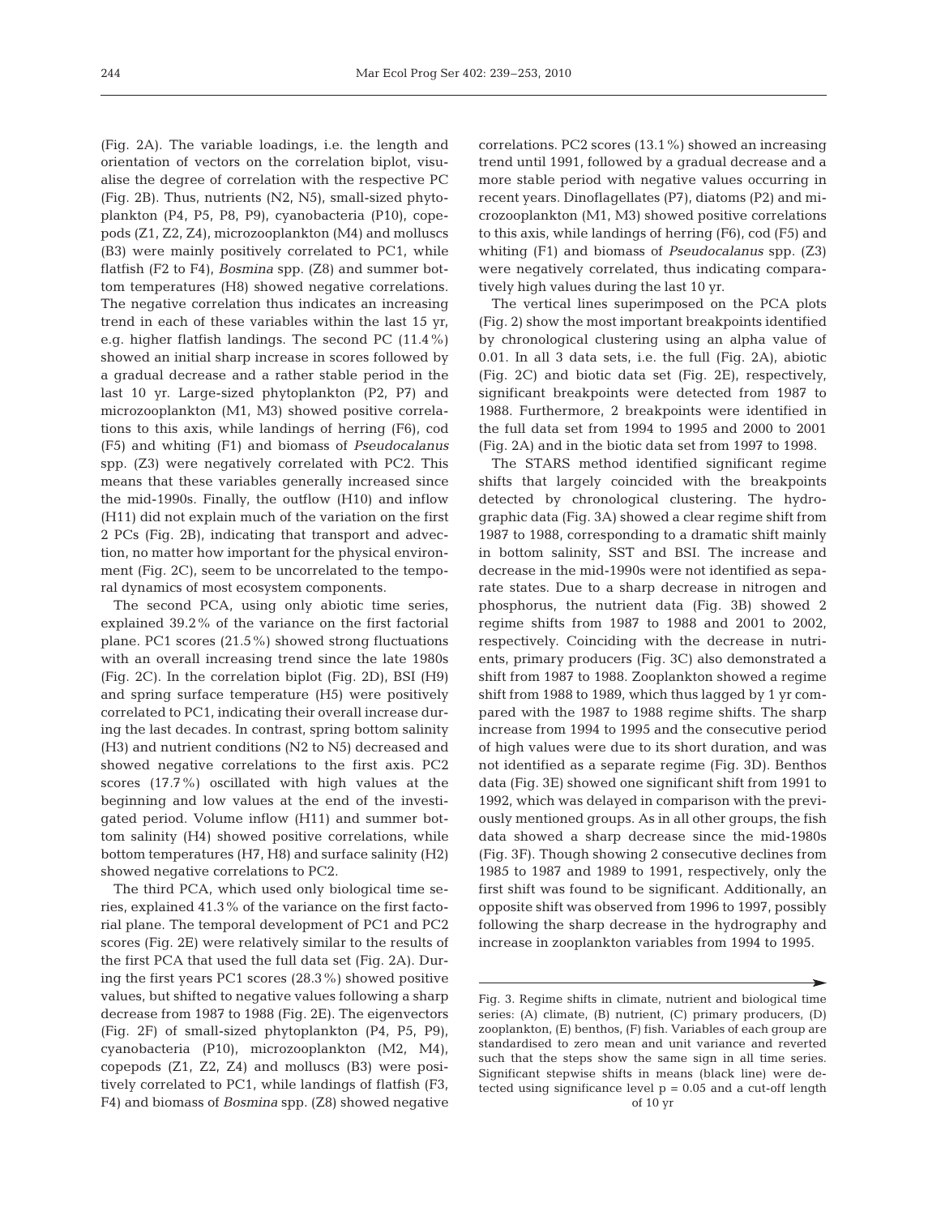(Fig. 2A). The variable loadings, i.e. the length and orientation of vectors on the correlation biplot, visualise the degree of correlation with the respective PC (Fig. 2B). Thus, nutrients (N2, N5), small-sized phytoplankton (P4, P5, P8, P9), cyanobacteria (P10), copepods (Z1, Z2, Z4), microzooplankton (M4) and molluscs (B3) were mainly positively correlated to PC1, while flatfish (F2 to F4), *Bosmina* spp. (Z8) and summer bottom temperatures (H8) showed negative correlations. The negative correlation thus indicates an increasing trend in each of these variables within the last 15 yr, e.g. higher flatfish landings. The second PC (11.4%) showed an initial sharp increase in scores followed by a gradual decrease and a rather stable period in the last 10 yr. Large-sized phytoplankton (P2, P7) and microzooplankton (M1, M3) showed positive correlations to this axis, while landings of herring (F6), cod (F5) and whiting (F1) and biomass of *Pseudocalanus* spp. (Z3) were negatively correlated with PC2. This means that these variables generally increased since the mid-1990s. Finally, the outflow (H10) and inflow (H11) did not explain much of the variation on the first 2 PCs (Fig. 2B), indicating that transport and advection, no matter how important for the physical environment (Fig. 2C), seem to be uncorrelated to the temporal dynamics of most ecosystem components.

The second PCA, using only abiotic time series, explained 39.2% of the variance on the first factorial plane. PC1 scores (21.5%) showed strong fluctuations with an overall increasing trend since the late 1980s (Fig. 2C). In the correlation biplot (Fig. 2D), BSI (H9) and spring surface temperature (H5) were positively correlated to PC1, indicating their overall increase during the last decades. In contrast, spring bottom salinity (H3) and nutrient conditions (N2 to N5) decreased and showed negative correlations to the first axis. PC2 scores (17.7%) oscillated with high values at the beginning and low values at the end of the investigated period. Volume inflow (H11) and summer bottom salinity (H4) showed positive correlations, while bottom temperatures (H7, H8) and surface salinity (H2) showed negative correlations to PC2.

The third PCA, which used only biological time series, explained 41.3% of the variance on the first factorial plane. The temporal development of PC1 and PC2 scores (Fig. 2E) were relatively similar to the results of the first PCA that used the full data set (Fig. 2A). During the first years PC1 scores (28.3%) showed positive values, but shifted to negative values following a sharp decrease from 1987 to 1988 (Fig. 2E). The eigenvectors (Fig. 2F) of small-sized phytoplankton (P4, P5, P9), cyanobacteria (P10), microzooplankton (M2, M4), copepods (Z1, Z2, Z4) and molluscs (B3) were positively correlated to PC1, while landings of flatfish (F3, F4) and biomass of *Bosmina* spp. (Z8) showed negative correlations. PC2 scores (13.1%) showed an increasing trend until 1991, followed by a gradual decrease and a more stable period with negative values occurring in recent years. Dinoflagellates (P7), diatoms (P2) and microzooplankton (M1, M3) showed positive correlations to this axis, while landings of herring (F6), cod (F5) and whiting (F1) and biomass of *Pseudocalanus* spp. (Z3) were negatively correlated, thus indicating comparatively high values during the last 10 yr.

The vertical lines superimposed on the PCA plots (Fig. 2) show the most important breakpoints identified by chronological clustering using an alpha value of 0.01. In all 3 data sets, i.e. the full (Fig. 2A), abiotic (Fig. 2C) and biotic data set (Fig. 2E), respectively, significant breakpoints were detected from 1987 to 1988. Furthermore, 2 breakpoints were identified in the full data set from 1994 to 1995 and 2000 to 2001 (Fig. 2A) and in the biotic data set from 1997 to 1998.

The STARS method identified significant regime shifts that largely coincided with the breakpoints detected by chronological clustering. The hydrographic data (Fig. 3A) showed a clear regime shift from 1987 to 1988, corresponding to a dramatic shift mainly in bottom salinity, SST and BSI. The increase and decrease in the mid-1990s were not identified as separate states. Due to a sharp decrease in nitrogen and phosphorus, the nutrient data (Fig. 3B) showed 2 regime shifts from 1987 to 1988 and 2001 to 2002, respectively. Coinciding with the decrease in nutrients, primary producers (Fig. 3C) also demonstrated a shift from 1987 to 1988. Zooplankton showed a regime shift from 1988 to 1989, which thus lagged by 1 yr compared with the 1987 to 1988 regime shifts. The sharp increase from 1994 to 1995 and the consecutive period of high values were due to its short duration, and was not identified as a separate regime (Fig. 3D). Benthos data (Fig. 3E) showed one significant shift from 1991 to 1992, which was delayed in comparison with the previously mentioned groups. As in all other groups, the fish data showed a sharp decrease since the mid-1980s (Fig. 3F). Though showing 2 consecutive declines from 1985 to 1987 and 1989 to 1991, respectively, only the first shift was found to be significant. Additionally, an opposite shift was observed from 1996 to 1997, possibly following the sharp decrease in the hydrography and increase in zooplankton variables from 1994 to 1995.

Fig. 3. Regime shifts in climate, nutrient and biological time series: (A) climate, (B) nutrient, (C) primary producers, (D) zooplankton, (E) benthos, (F) fish. Variables of each group are standardised to zero mean and unit variance and reverted such that the steps show the same sign in all time series. Significant stepwise shifts in means (black line) were detected using significance level $p = 0.05$ and a cut-off length of 10 yr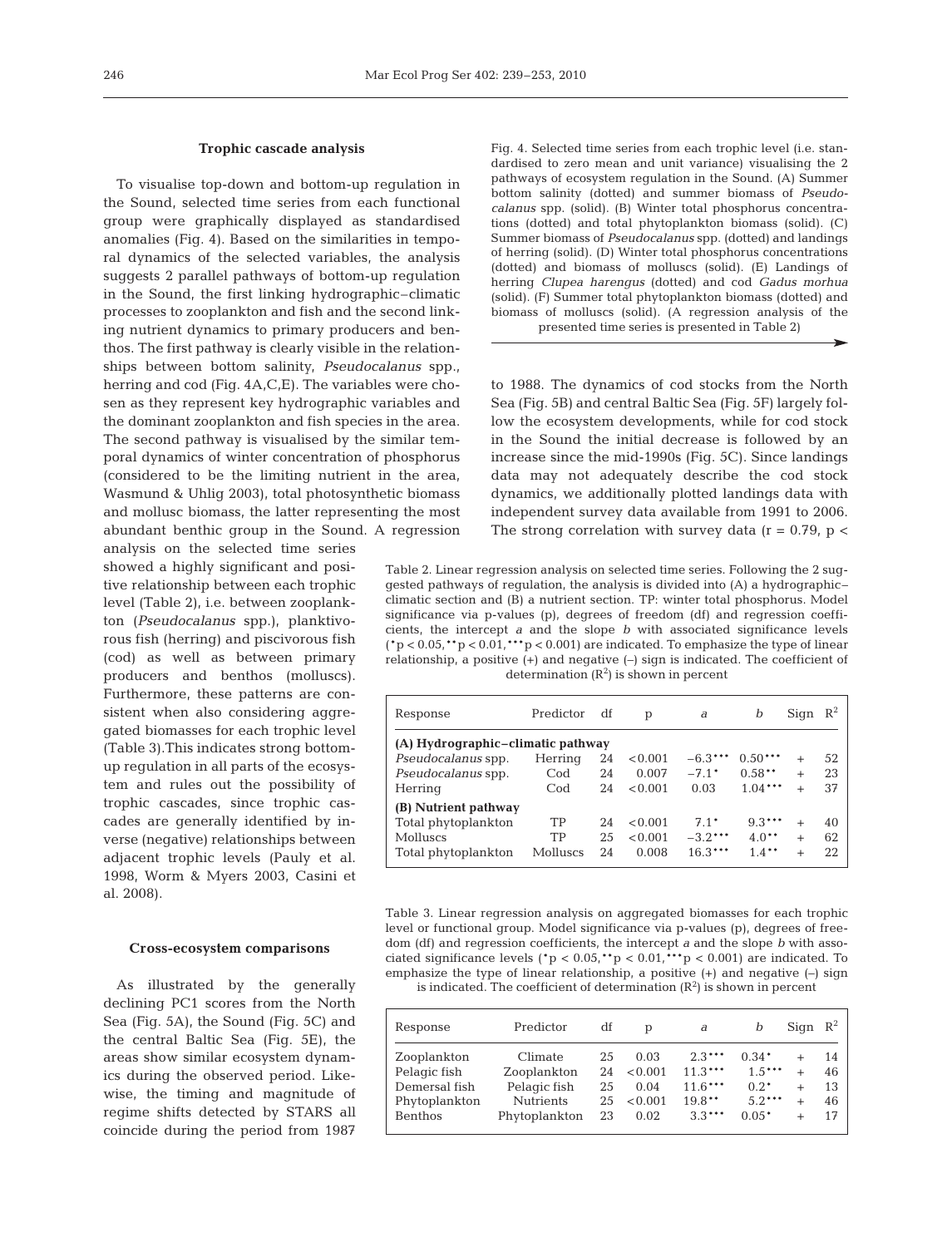### Trophic cascade analysis

To visualise top-down and bottom-up regulation in the Sound, selected time series from each functional group were graphically displayed as standardised anomalies (Fig. 4). Based on the similarities in temporal dynamics of the selected variables, the analysis suggests 2 parallel pathways of bottom-up regulation in the Sound, the first linking hydrographic–climatic processes to zooplankton and fish and the second linking nutrient dynamics to primary producers and benthos. The first pathway is clearly visible in the relationships between bottom salinity, *Pseudocalanus* spp., herring and cod (Fig. 4A,C,E). The variables were chosen as they represent key hydrographic variables and the dominant zooplankton and fish species in the area. The second pathway is visualised by the similar temporal dynamics of winter concentration of phosphorus (considered to be the limiting nutrient in the area, Wasmund & Uhlig 2003), total photosynthetic biomass and mollusc biomass, the latter representing the most abundant benthic group in the Sound. A regression analysis on the selected time series showed a highly significant and positive relationship between each trophic level (Table 2), i.e. between zooplankton (*Pseudocalanus* spp.), planktivorous fish (herring) and piscivorous fish (cod) as well as between primary producers and benthos (molluscs). Furthermore, these patterns are consistent when also considering aggregated biomasses for each trophic level (Table 3). This indicates strong bottom-up regulation in all parts of the ecosystem and rules out the possibility of trophic cascades, since trophic cascades are generally identified by inverse (negative) relationships between adjacent trophic levels (Pauly et al. 1998, Worm & Myers 2003, Casini et al. 2008).

Fig. 4. Selected time series from each trophic level (i.e. standardised to zero mean and unit variance) visualising the 2 pathways of ecosystem regulation in the Sound. (A) Summer bottom salinity (dotted) and summer biomass of *Pseudocalanus* spp. (solid). (B) Winter total phosphorus concentrations (dotted) and total phytoplankton biomass (solid). (C) Summer biomass of *Pseudocalanus* spp. (dotted) and landings of herring (solid). (D) Winter total phosphorus concentrations (dotted) and biomass of molluscs (solid). (E) Landings of herring *Clupea harengus* (dotted) and cod *Gadus morhua* (solid). (F) Summer total phytoplankton biomass (dotted) and biomass of molluscs (solid). (A regression analysis of the presented time series is presented in Table 2)

### Cross-ecosystem comparisons

As illustrated by the generally declining PC1 scores from the North Sea (Fig. 5A), the Sound (Fig. 5C) and the central Baltic Sea (Fig. 5E), the areas show similar ecosystem dynamics during the observed period. Likewise, the timing and magnitude of regime shifts detected by STARS all coincide during the period from 1987 to 1988. The dynamics of cod stocks from the North Sea (Fig. 5B) and central Baltic Sea (Fig. 5F) largely follow the ecosystem developments, while for cod stock in the Sound the initial decrease is followed by an increase since the mid-1990s (Fig. 5C). Since landings data may not adequately describe the cod stock dynamics, we additionally plotted landings data with independent survey data available from 1991 to 2006. The strong correlation with survey data ($r = 0.79$, $p <$

Table 2. Linear regression analysis on selected time series. Following the 2 suggested pathways of regulation, the analysis is divided into (A) a hydrographic–climatic section and (B) a nutrient section. TP: winter total phosphorus. Model significance via p-values (p), degrees of freedom (df) and regression coefficients, the intercept *a* and the slope *b* with associated significance levels (\*$p < 0.05$, \*\*$p < 0.01$, \*\*\*$p < 0.001$) are indicated. To emphasize the type of linear relationship, a positive (+) and negative (–) sign is indicated. The coefficient of determination ($R^2$) is shown in percent

| Response | Predictor | df | p | *a* | *b* | Sign | $R^2$ |
|---|---|---|---|---|---|---|---|
| **(A) Hydrographic–climatic pathway** | | | | | | | |
| *Pseudocalanus* spp. | Herring | 24 | <0.001 | −6.3*** | 0.50*** | + | 52 |
| *Pseudocalanus* spp. | Cod | 24 | 0.007 | −7.1* | 0.58** | + | 23 |
| Herring | Cod | 24 | <0.001 | 0.03 | 1.04*** | + | 37 |
| **(B) Nutrient pathway** | | | | | | | |
| Total phytoplankton | TP | 24 | <0.001 | 7.1* | 9.3*** | + | 40 |
| Molluscs | TP | 25 | <0.001 | −3.2*** | 4.0** | + | 62 |
| Total phytoplankton | Molluscs | 24 | 0.008 | 16.3*** | 1.4** | + | 22 |

Table 3. Linear regression analysis on aggregated biomasses for each trophic level or functional group. Model significance via p-values (p), degrees of freedom (df) and regression coefficients, the intercept *a* and the slope *b* with associated significance levels (\*$p < 0.05$, \*\*$p < 0.01$, \*\*\*$p < 0.001$) are indicated. To emphasize the type of linear relationship, a positive (+) and negative (–) sign is indicated. The coefficient of determination ($R^2$) is shown in percent

| Response | Predictor | df | p | *a* | *b* | Sign | $R^2$ |
|---|---|---|---|---|---|---|---|
| Zooplankton | Climate | 25 | 0.03 | 2.3*** | 0.34* | + | 14 |
| Pelagic fish | Zooplankton | 24 | <0.001 | 11.3*** | 1.5*** | + | 46 |
| Demersal fish | Pelagic fish | 25 | 0.04 | 11.6*** | 0.2* | + | 13 |
| Phytoplankton | Nutrients | 25 | <0.001 | 19.8** | 5.2*** | + | 46 |
| Benthos | Phytoplankton | 23 | 0.02 | 3.3*** | 0.05* | + | 17 |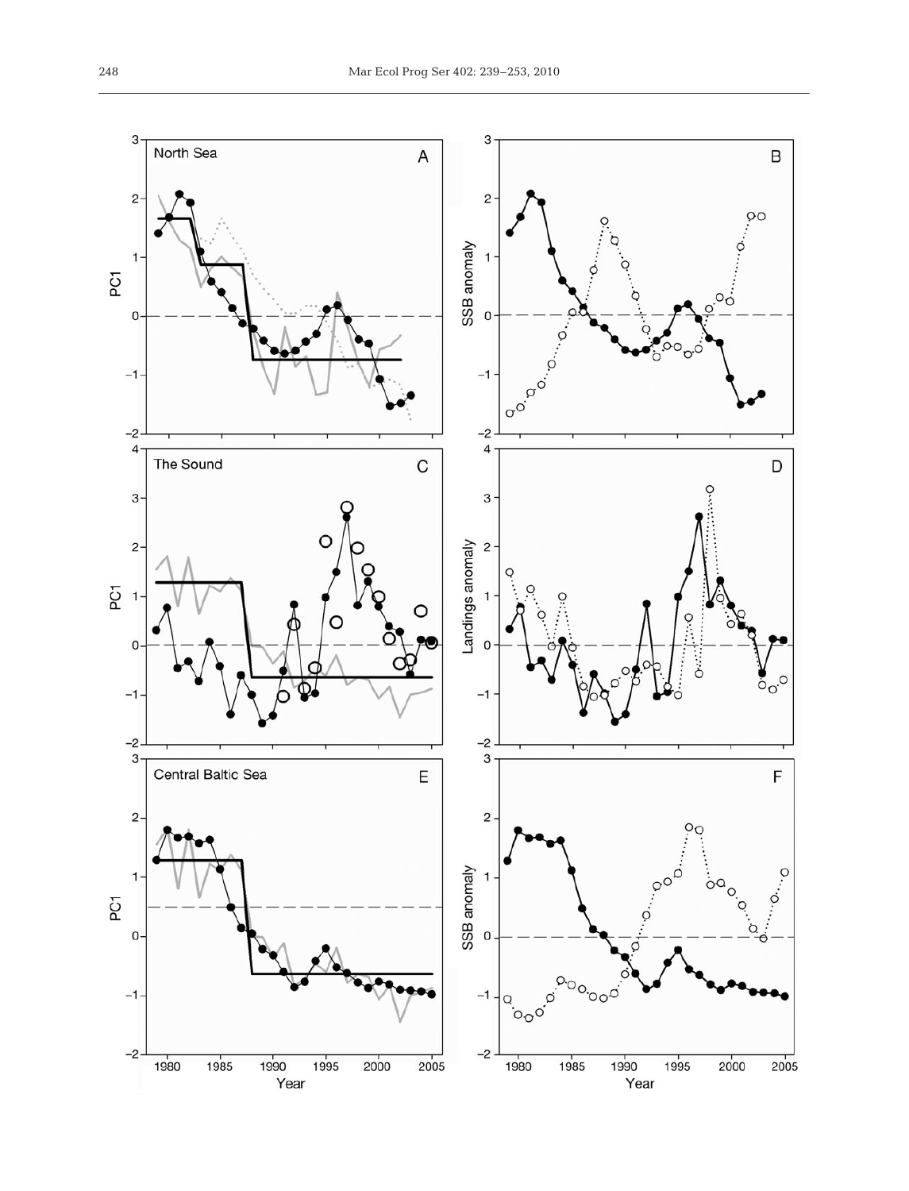North Sea A

B

The Sound C

D

Central Baltic Sea E

F

PC1

SSB anomaly

Landings anomaly

Year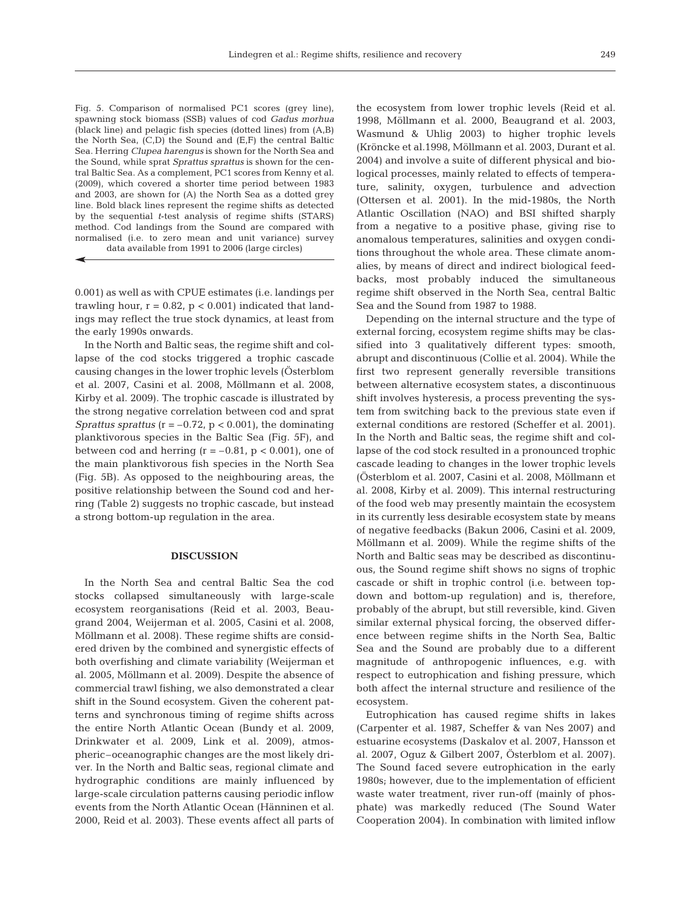Fig. 5. Comparison of normalised PC1 scores (grey line), spawning stock biomass (SSB) values of cod *Gadus morhua* (black line) and pelagic fish species (dotted lines) from (A,B) the North Sea, (C,D) the Sound and (E,F) the central Baltic Sea. Herring *Clupea harengus* is shown for the North Sea and the Sound, while sprat *Sprattus sprattus* is shown for the central Baltic Sea. As a complement, PC1 scores from Kenny et al. (2009), which covered a shorter time period between 1983 and 2003, are shown for (A) the North Sea as a dotted grey line. Bold black lines represent the regime shifts as detected by the sequential *t*-test analysis of regime shifts (STARS) method. Cod landings from the Sound are compared with normalised (i.e. to zero mean and unit variance) survey data available from 1991 to 2006 (large circles)

0.001) as well as with CPUE estimates (i.e. landings per trawling hour, $r = 0.82$, $p < 0.001$) indicated that landings may reflect the true stock dynamics, at least from the early 1990s onwards.

In the North and Baltic seas, the regime shift and collapse of the cod stocks triggered a trophic cascade causing changes in the lower trophic levels (Österblom et al. 2007, Casini et al. 2008, Möllmann et al. 2008, Kirby et al. 2009). The trophic cascade is illustrated by the strong negative correlation between cod and sprat *Sprattus sprattus* ($r = -0.72$, $p < 0.001$), the dominating planktivorous species in the Baltic Sea (Fig. 5F), and between cod and herring ($r = -0.81$, $p < 0.001$), one of the main planktivorous fish species in the North Sea (Fig. 5B). As opposed to the neighbouring areas, the positive relationship between the Sound cod and herring (Table 2) suggests no trophic cascade, but instead a strong bottom-up regulation in the area.

## DISCUSSION

In the North Sea and central Baltic Sea the cod stocks collapsed simultaneously with large-scale ecosystem reorganisations (Reid et al. 2003, Beaugrand 2004, Weijerman et al. 2005, Casini et al. 2008, Möllmann et al. 2008). These regime shifts are considered driven by the combined and synergistic effects of both overfishing and climate variability (Weijerman et al. 2005, Möllmann et al. 2009). Despite the absence of commercial trawl fishing, we also demonstrated a clear shift in the Sound ecosystem. Given the coherent patterns and synchronous timing of regime shifts across the entire North Atlantic Ocean (Bundy et al. 2009, Drinkwater et al. 2009, Link et al. 2009), atmospheric–oceanographic changes are the most likely driver. In the North and Baltic seas, regional climate and hydrographic conditions are mainly influenced by large-scale circulation patterns causing periodic inflow events from the North Atlantic Ocean (Hänninen et al. 2000, Reid et al. 2003). These events affect all parts of the ecosystem from lower trophic levels (Reid et al. 1998, Möllmann et al. 2000, Beaugrand et al. 2003, Wasmund & Uhlig 2003) to higher trophic levels (Kröncke et al.1998, Möllmann et al. 2003, Durant et al. 2004) and involve a suite of different physical and biological processes, mainly related to effects of temperature, salinity, oxygen, turbulence and advection (Ottersen et al. 2001). In the mid-1980s, the North Atlantic Oscillation (NAO) and BSI shifted sharply from a negative to a positive phase, giving rise to anomalous temperatures, salinities and oxygen conditions throughout the whole area. These climate anomalies, by means of direct and indirect biological feedbacks, most probably induced the simultaneous regime shift observed in the North Sea, central Baltic Sea and the Sound from 1987 to 1988.

Depending on the internal structure and the type of external forcing, ecosystem regime shifts may be classified into 3 qualitatively different types: smooth, abrupt and discontinuous (Collie et al. 2004). While the first two represent generally reversible transitions between alternative ecosystem states, a discontinuous shift involves hysteresis, a process preventing the system from switching back to the previous state even if external conditions are restored (Scheffer et al. 2001). In the North and Baltic seas, the regime shift and collapse of the cod stock resulted in a pronounced trophic cascade leading to changes in the lower trophic levels (Österblom et al. 2007, Casini et al. 2008, Möllmann et al. 2008, Kirby et al. 2009). This internal restructuring of the food web may presently maintain the ecosystem in its currently less desirable ecosystem state by means of negative feedbacks (Bakun 2006, Casini et al. 2009, Möllmann et al. 2009). While the regime shifts of the North and Baltic seas may be described as discontinuous, the Sound regime shift shows no signs of trophic cascade or shift in trophic control (i.e. between top-down and bottom-up regulation) and is, therefore, probably of the abrupt, but still reversible, kind. Given similar external physical forcing, the observed difference between regime shifts in the North Sea, Baltic Sea and the Sound are probably due to a different magnitude of anthropogenic influences, e.g. with respect to eutrophication and fishing pressure, which both affect the internal structure and resilience of the ecosystem.

Eutrophication has caused regime shifts in lakes (Carpenter et al. 1987, Scheffer & van Nes 2007) and estuarine ecosystems (Daskalov et al. 2007, Hansson et al. 2007, Oguz & Gilbert 2007, Österblom et al. 2007). The Sound faced severe eutrophication in the early 1980s; however, due to the implementation of efficient waste water treatment, river run-off (mainly of phosphate) was markedly reduced (The Sound Water Cooperation 2004). In combination with limited inflow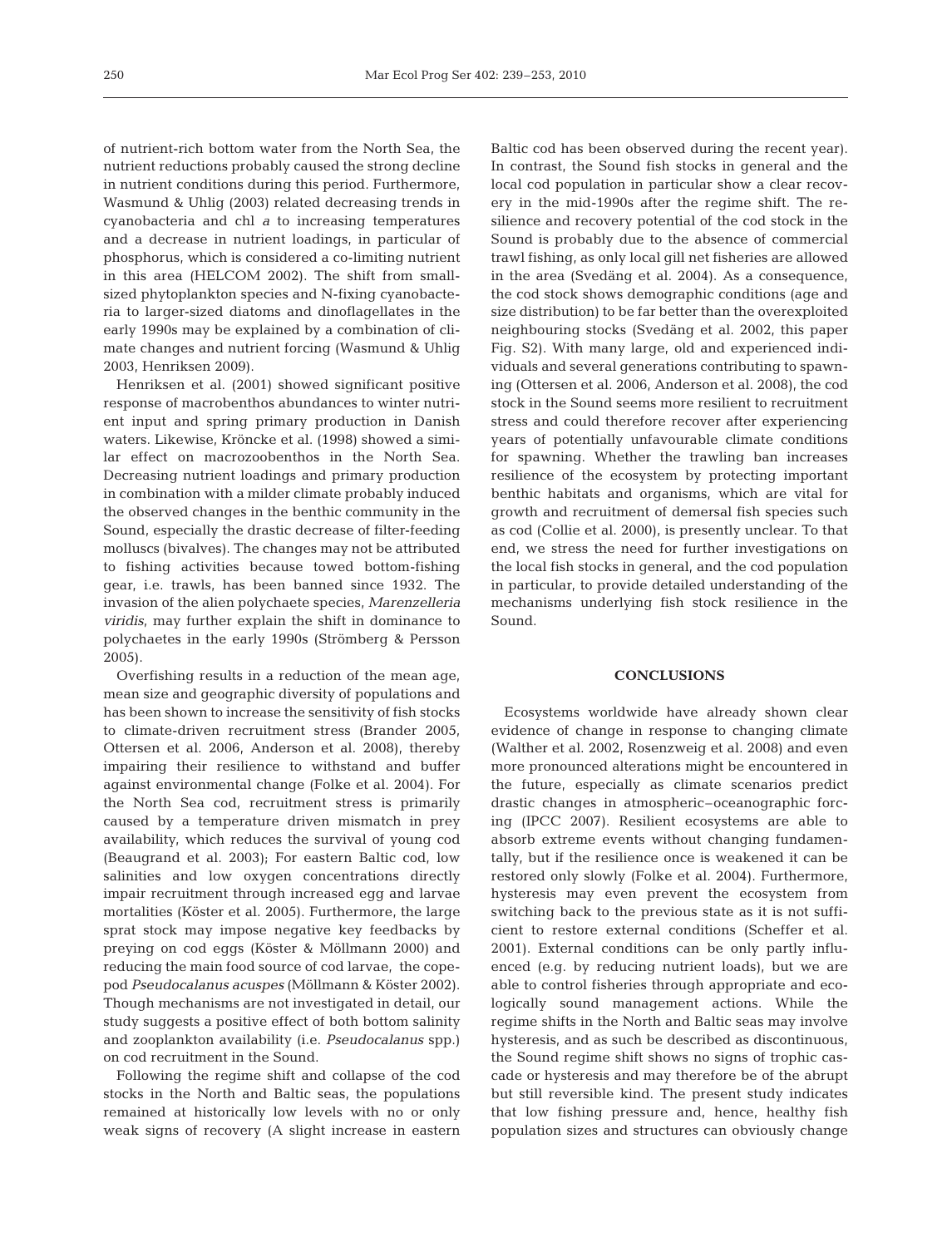of nutrient-rich bottom water from the North Sea, the nutrient reductions probably caused the strong decline in nutrient conditions during this period. Furthermore, Wasmund & Uhlig (2003) related decreasing trends in cyanobacteria and chl *a* to increasing temperatures and a decrease in nutrient loadings, in particular of phosphorus, which is considered a co-limiting nutrient in this area (HELCOM 2002). The shift from small-sized phytoplankton species and N-fixing cyanobacteria to larger-sized diatoms and dinoflagellates in the early 1990s may be explained by a combination of climate changes and nutrient forcing (Wasmund & Uhlig 2003, Henriksen 2009).

Henriksen et al. (2001) showed significant positive response of macrobenthos abundances to winter nutrient input and spring primary production in Danish waters. Likewise, Kröncke et al. (1998) showed a similar effect on macrozoobenthos in the North Sea. Decreasing nutrient loadings and primary production in combination with a milder climate probably induced the observed changes in the benthic community in the Sound, especially the drastic decrease of filter-feeding molluscs (bivalves). The changes may not be attributed to fishing activities because towed bottom-fishing gear, i.e. trawls, has been banned since 1932. The invasion of the alien polychaete species, *Marenzelleria viridis*, may further explain the shift in dominance to polychaetes in the early 1990s (Strömberg & Persson 2005).

Overfishing results in a reduction of the mean age, mean size and geographic diversity of populations and has been shown to increase the sensitivity of fish stocks to climate-driven recruitment stress (Brander 2005, Ottersen et al. 2006, Anderson et al. 2008), thereby impairing their resilience to withstand and buffer against environmental change (Folke et al. 2004). For the North Sea cod, recruitment stress is primarily caused by a temperature driven mismatch in prey availability, which reduces the survival of young cod (Beaugrand et al. 2003); For eastern Baltic cod, low salinities and low oxygen concentrations directly impair recruitment through increased egg and larvae mortalities (Köster et al. 2005). Furthermore, the large sprat stock may impose negative key feedbacks by preying on cod eggs (Köster & Möllmann 2000) and reducing the main food source of cod larvae, the copepod *Pseudocalanus acuspes* (Möllmann & Köster 2002). Though mechanisms are not investigated in detail, our study suggests a positive effect of both bottom salinity and zooplankton availability (i.e. *Pseudocalanus* spp.) on cod recruitment in the Sound.

Following the regime shift and collapse of the cod stocks in the North and Baltic seas, the populations remained at historically low levels with no or only weak signs of recovery (A slight increase in eastern Baltic cod has been observed during the recent year). In contrast, the Sound fish stocks in general and the local cod population in particular show a clear recovery in the mid-1990s after the regime shift. The resilience and recovery potential of the cod stock in the Sound is probably due to the absence of commercial trawl fishing, as only local gill net fisheries are allowed in the area (Svedäng et al. 2004). As a consequence, the cod stock shows demographic conditions (age and size distribution) to be far better than the overexploited neighbouring stocks (Svedäng et al. 2002, this paper Fig. S2). With many large, old and experienced individuals and several generations contributing to spawning (Ottersen et al. 2006, Anderson et al. 2008), the cod stock in the Sound seems more resilient to recruitment stress and could therefore recover after experiencing years of potentially unfavourable climate conditions for spawning. Whether the trawling ban increases resilience of the ecosystem by protecting important benthic habitats and organisms, which are vital for growth and recruitment of demersal fish species such as cod (Collie et al. 2000), is presently unclear. To that end, we stress the need for further investigations on the local fish stocks in general, and the cod population in particular, to provide detailed understanding of the mechanisms underlying fish stock resilience in the Sound.

## CONCLUSIONS

Ecosystems worldwide have already shown clear evidence of change in response to changing climate (Walther et al. 2002, Rosenzweig et al. 2008) and even more pronounced alterations might be encountered in the future, especially as climate scenarios predict drastic changes in atmospheric–oceanographic forcing (IPCC 2007). Resilient ecosystems are able to absorb extreme events without changing fundamentally, but if the resilience once is weakened it can be restored only slowly (Folke et al. 2004). Furthermore, hysteresis may even prevent the ecosystem from switching back to the previous state as it is not sufficient to restore external conditions (Scheffer et al. 2001). External conditions can be only partly influenced (e.g. by reducing nutrient loads), but we are able to control fisheries through appropriate and ecologically sound management actions. While the regime shifts in the North and Baltic seas may involve hysteresis, and as such be described as discontinuous, the Sound regime shift shows no signs of trophic cascade or hysteresis and may therefore be of the abrupt but still reversible kind. The present study indicates that low fishing pressure and, hence, healthy fish population sizes and structures can obviously change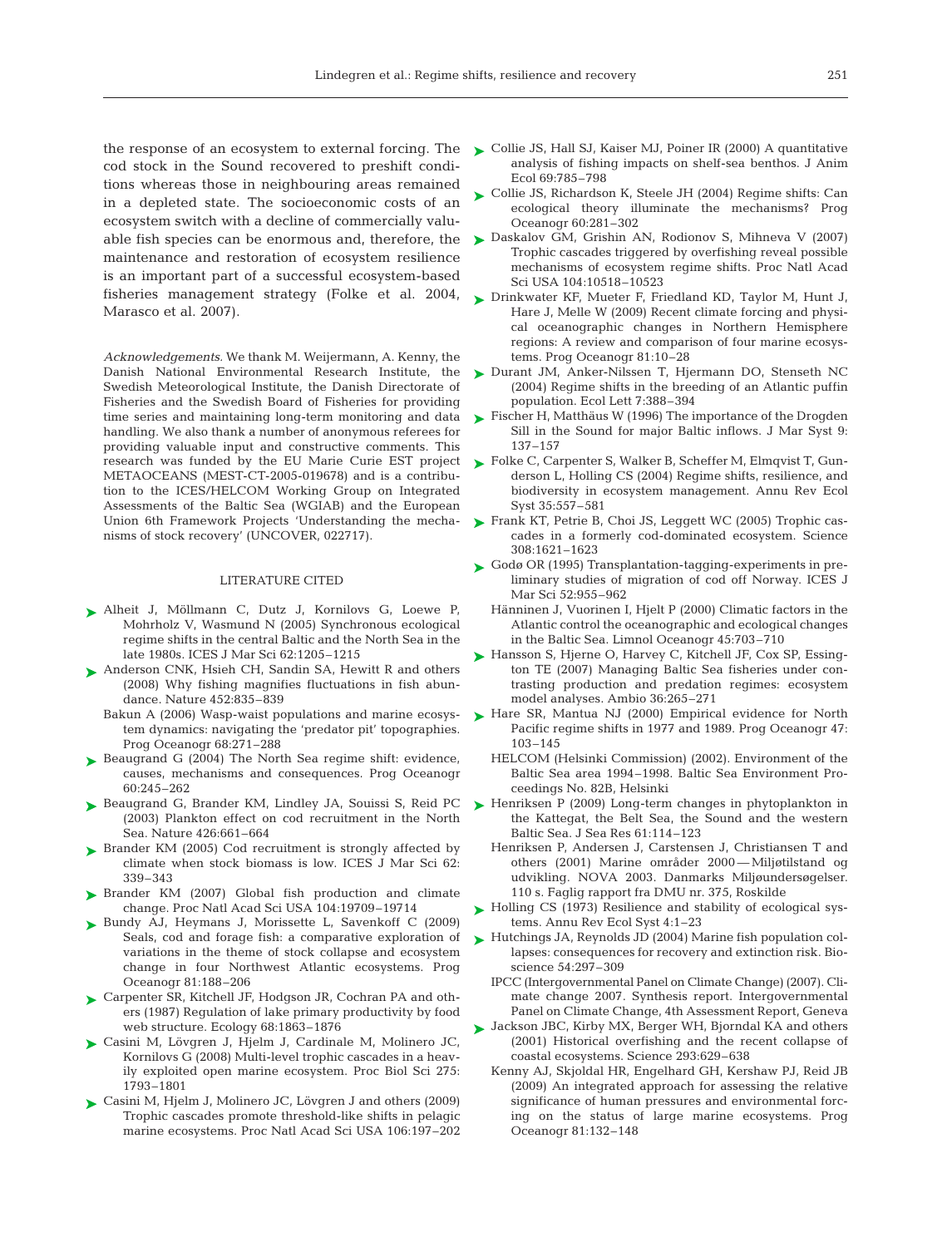the response of an ecosystem to external forcing. The cod stock in the Sound recovered to preshift conditions whereas those in neighbouring areas remained in a depleted state. The socioeconomic costs of an ecosystem switch with a decline of commercially valuable fish species can be enormous and, therefore, the maintenance and restoration of ecosystem resilience is an important part of a successful ecosystem-based fisheries management strategy (Folke et al. 2004, Marasco et al. 2007).

*Acknowledgements.* We thank M. Weijermann, A. Kenny, the Danish National Environmental Research Institute, the Swedish Meteorological Institute, the Danish Directorate of Fisheries and the Swedish Board of Fisheries for providing time series and maintaining long-term monitoring and data handling. We also thank a number of anonymous referees for providing valuable input and constructive comments. This research was funded by the EU Marie Curie EST project METAOCEANS (MEST-CT-2005-019678) and is a contribution to the ICES/HELCOM Working Group on Integrated Assessments of the Baltic Sea (WGIAB) and the European Union 6th Framework Projects 'Understanding the mechanisms of stock recovery' (UNCOVER, 022717).

## LITERATURE CITED

- Alheit J, Möllmann C, Dutz J, Kornilovs G, Loewe P, Mohrholz V, Wasmund N (2005) Synchronous ecological regime shifts in the central Baltic and the North Sea in the late 1980s. ICES J Mar Sci 62:1205–1215
- Anderson CNK, Hsieh CH, Sandin SA, Hewitt R and others (2008) Why fishing magnifies fluctuations in fish abundance. Nature 452:835–839
- Bakun A (2006) Wasp-waist populations and marine ecosystem dynamics: navigating the 'predator pit' topographies. Prog Oceanogr 68:271–288
- Beaugrand G (2004) The North Sea regime shift: evidence, causes, mechanisms and consequences. Prog Oceanogr 60:245–262
- Beaugrand G, Brander KM, Lindley JA, Souissi S, Reid PC (2003) Plankton effect on cod recruitment in the North Sea. Nature 426:661–664
- Brander KM (2005) Cod recruitment is strongly affected by climate when stock biomass is low. ICES J Mar Sci 62: 339–343
- Brander KM (2007) Global fish production and climate change. Proc Natl Acad Sci USA 104:19709–19714
- Bundy AJ, Heymans J, Morissette L, Savenkoff C (2009) Seals, cod and forage fish: a comparative exploration of variations in the theme of stock collapse and ecosystem change in four Northwest Atlantic ecosystems. Prog Oceanogr 81:188–206
- Carpenter SR, Kitchell JF, Hodgson JR, Cochran PA and others (1987) Regulation of lake primary productivity by food web structure. Ecology 68:1863–1876
- Casini M, Lövgren J, Hjelm J, Cardinale M, Molinero JC, Kornilovs G (2008) Multi-level trophic cascades in a heavily exploited open marine ecosystem. Proc Biol Sci 275: 1793–1801
- Casini M, Hjelm J, Molinero JC, Lövgren J and others (2009) Trophic cascades promote threshold-like shifts in pelagic marine ecosystems. Proc Natl Acad Sci USA 106:197–202
- Collie JS, Hall SJ, Kaiser MJ, Poiner IR (2000) A quantitative analysis of fishing impacts on shelf-sea benthos. J Anim Ecol 69:785–798
- Collie JS, Richardson K, Steele JH (2004) Regime shifts: Can ecological theory illuminate the mechanisms? Prog Oceanogr 60:281–302
- Daskalov GM, Grishin AN, Rodionov S, Mihneva V (2007) Trophic cascades triggered by overfishing reveal possible mechanisms of ecosystem regime shifts. Proc Natl Acad Sci USA 104:10518–10523
- Drinkwater KF, Mueter F, Friedland KD, Taylor M, Hunt J, Hare J, Melle W (2009) Recent climate forcing and physical oceanographic changes in Northern Hemisphere regions: A review and comparison of four marine ecosystems. Prog Oceanogr 81:10–28
- Durant JM, Anker-Nilssen T, Hjermann DO, Stenseth NC (2004) Regime shifts in the breeding of an Atlantic puffin population. Ecol Lett 7:388–394
- Fischer H, Matthäus W (1996) The importance of the Drogden Sill in the Sound for major Baltic inflows. J Mar Syst 9: 137–157
- Folke C, Carpenter S, Walker B, Scheffer M, Elmqvist T, Gunderson L, Holling CS (2004) Regime shifts, resilience, and biodiversity in ecosystem management. Annu Rev Ecol Syst 35:557–581
- Frank KT, Petrie B, Choi JS, Leggett WC (2005) Trophic cascades in a formerly cod-dominated ecosystem. Science 308:1621–1623
- Godø OR (1995) Transplantation-tagging-experiments in preliminary studies of migration of cod off Norway. ICES J Mar Sci 52:955–962
- Hänninen J, Vuorinen I, Hjelt P (2000) Climatic factors in the Atlantic control the oceanographic and ecological changes in the Baltic Sea. Limnol Oceanogr 45:703–710
- Hansson S, Hjerne O, Harvey C, Kitchell JF, Cox SP, Essington TE (2007) Managing Baltic Sea fisheries under contrasting production and predation regimes: ecosystem model analyses. Ambio 36:265–271
- Hare SR, Mantua NJ (2000) Empirical evidence for North Pacific regime shifts in 1977 and 1989. Prog Oceanogr 47: 103–145
- HELCOM (Helsinki Commission) (2002). Environment of the Baltic Sea area 1994–1998. Baltic Sea Environment Proceedings No. 82B, Helsinki
- Henriksen P (2009) Long-term changes in phytoplankton in the Kattegat, the Belt Sea, the Sound and the western Baltic Sea. J Sea Res 61:114–123
- Henriksen P, Andersen J, Carstensen J, Christiansen T and others (2001) Marine områder 2000 — Miljøtilstand og udvikling. NOVA 2003. Danmarks Miljøundersøgelser. 110 s. Faglig rapport fra DMU nr. 375, Roskilde
- Holling CS (1973) Resilience and stability of ecological systems. Annu Rev Ecol Syst 4:1–23
- Hutchings JA, Reynolds JD (2004) Marine fish population collapses: consequences for recovery and extinction risk. Bioscience 54:297–309
- IPCC (Intergovernmental Panel on Climate Change) (2007). Climate change 2007. Synthesis report. Intergovernmental Panel on Climate Change, 4th Assessment Report, Geneva
- Jackson JBC, Kirby MX, Berger WH, Bjorndal KA and others (2001) Historical overfishing and the recent collapse of coastal ecosystems. Science 293:629–638
- Kenny AJ, Skjoldal HR, Engelhard GH, Kershaw PJ, Reid JB (2009) An integrated approach for assessing the relative significance of human pressures and environmental forcing on the status of large marine ecosystems. Prog Oceanogr 81:132–148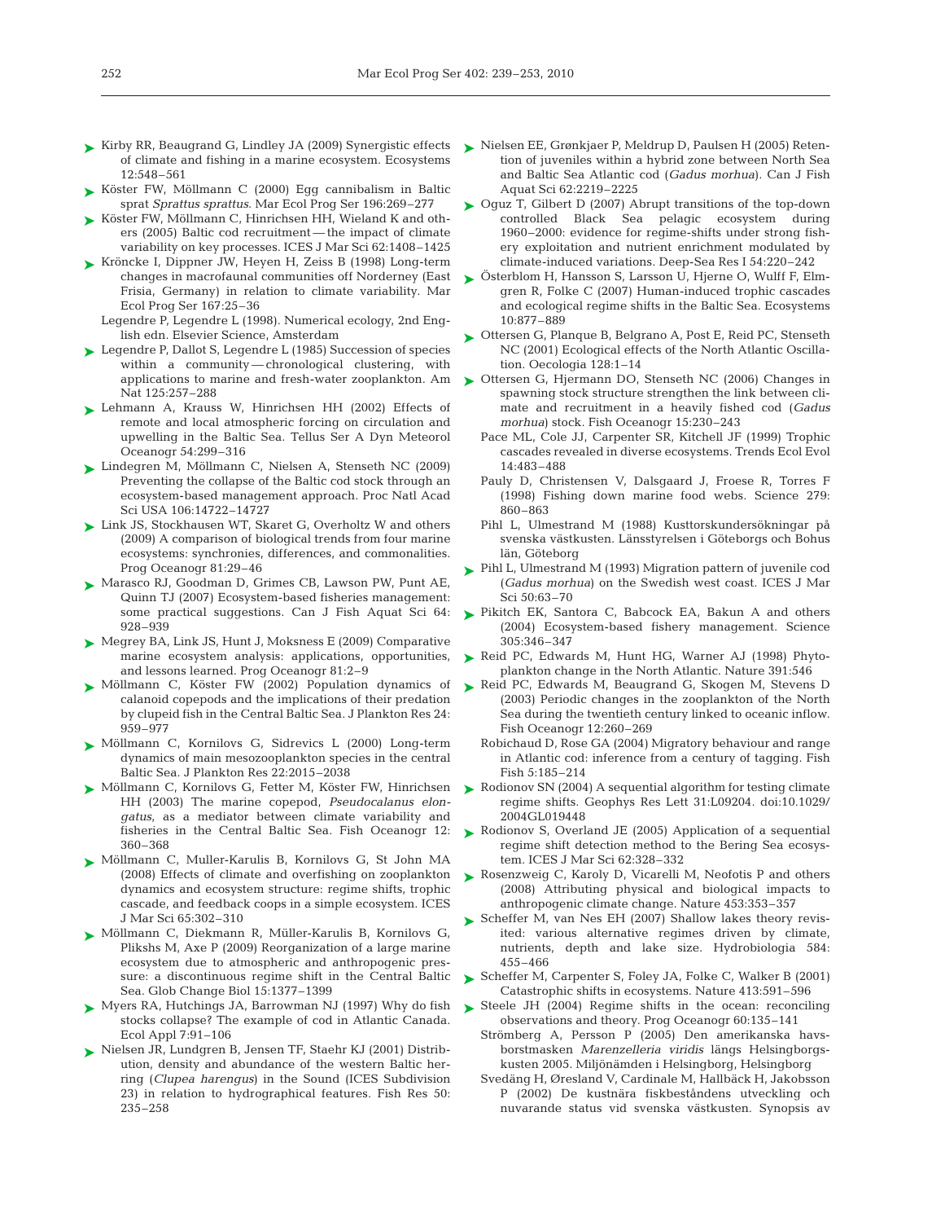Kirby RR, Beaugrand G, Lindley JA (2009) Synergistic effects of climate and fishing in a marine ecosystem. Ecosystems 12:548–561

Köster FW, Möllmann C (2000) Egg cannibalism in Baltic sprat *Sprattus sprattus*. Mar Ecol Prog Ser 196:269–277

Köster FW, Möllmann C, Hinrichsen HH, Wieland K and others (2005) Baltic cod recruitment — the impact of climate variability on key processes. ICES J Mar Sci 62:1408–1425

Kröncke I, Dippner JW, Heyen H, Zeiss B (1998) Long-term changes in macrofaunal communities off Norderney (East Frisia, Germany) in relation to climate variability. Mar Ecol Prog Ser 167:25–36

Legendre P, Legendre L (1998). Numerical ecology, 2nd English edn. Elsevier Science, Amsterdam

Legendre P, Dallot S, Legendre L (1985) Succession of species within a community — chronological clustering, with applications to marine and fresh-water zooplankton. Am Nat 125:257–288

Lehmann A, Krauss W, Hinrichsen HH (2002) Effects of remote and local atmospheric forcing on circulation and upwelling in the Baltic Sea. Tellus Ser A Dyn Meteorol Oceanogr 54:299–316

Lindegren M, Möllmann C, Nielsen A, Stenseth NC (2009) Preventing the collapse of the Baltic cod stock through an ecosystem-based management approach. Proc Natl Acad Sci USA 106:14722–14727

Link JS, Stockhausen WT, Skaret G, Overholtz W and others (2009) A comparison of biological trends from four marine ecosystems: synchronies, differences, and commonalities. Prog Oceanogr 81:29–46

Marasco RJ, Goodman D, Grimes CB, Lawson PW, Punt AE, Quinn TJ (2007) Ecosystem-based fisheries management: some practical suggestions. Can J Fish Aquat Sci 64: 928–939

Megrey BA, Link JS, Hunt J, Moksness E (2009) Comparative marine ecosystem analysis: applications, opportunities, and lessons learned. Prog Oceanogr 81:2–9

Möllmann C, Köster FW (2002) Population dynamics of calanoid copepods and the implications of their predation by clupeid fish in the Central Baltic Sea. J Plankton Res 24: 959–977

Möllmann C, Kornilovs G, Sidrevics L (2000) Long-term dynamics of main mesozooplankton species in the central Baltic Sea. J Plankton Res 22:2015–2038

Möllmann C, Kornilovs G, Fetter M, Köster FW, Hinrichsen HH (2003) The marine copepod, *Pseudocalanus elongatus*, as a mediator between climate variability and fisheries in the Central Baltic Sea. Fish Oceanogr 12: 360–368

Möllmann C, Muller-Karulis B, Kornilovs G, St John MA (2008) Effects of climate and overfishing on zooplankton dynamics and ecosystem structure: regime shifts, trophic cascade, and feedback coops in a simple ecosystem. ICES J Mar Sci 65:302–310

Möllmann C, Diekmann R, Müller-Karulis B, Kornilovs G, Plikshs M, Axe P (2009) Reorganization of a large marine ecosystem due to atmospheric and anthropogenic pressure: a discontinuous regime shift in the Central Baltic Sea. Glob Change Biol 15:1377–1399

Myers RA, Hutchings JA, Barrowman NJ (1997) Why do fish stocks collapse? The example of cod in Atlantic Canada. Ecol Appl 7:91–106

Nielsen JR, Lundgren B, Jensen TF, Staehr KJ (2001) Distribution, density and abundance of the western Baltic herring (*Clupea harengus*) in the Sound (ICES Subdivision 23) in relation to hydrographical features. Fish Res 50: 235–258

Nielsen EE, Grønkjaer P, Meldrup D, Paulsen H (2005) Retention of juveniles within a hybrid zone between North Sea and Baltic Sea Atlantic cod (*Gadus morhua*). Can J Fish Aquat Sci 62:2219–2225

Oguz T, Gilbert D (2007) Abrupt transitions of the top-down controlled Black Sea pelagic ecosystem during 1960–2000: evidence for regime-shifts under strong fishery exploitation and nutrient enrichment modulated by climate-induced variations. Deep-Sea Res I 54:220–242

Österblom H, Hansson S, Larsson U, Hjerne O, Wulff F, Elmgren R, Folke C (2007) Human-induced trophic cascades and ecological regime shifts in the Baltic Sea. Ecosystems 10:877–889

Ottersen G, Planque B, Belgrano A, Post E, Reid PC, Stenseth NC (2001) Ecological effects of the North Atlantic Oscillation. Oecologia 128:1–14

Ottersen G, Hjermann DO, Stenseth NC (2006) Changes in spawning stock structure strengthen the link between climate and recruitment in a heavily fished cod (*Gadus morhua*) stock. Fish Oceanogr 15:230–243

Pace ML, Cole JJ, Carpenter SR, Kitchell JF (1999) Trophic cascades revealed in diverse ecosystems. Trends Ecol Evol 14:483–488

Pauly D, Christensen V, Dalsgaard J, Froese R, Torres F (1998) Fishing down marine food webs. Science 279: 860–863

Pihl L, Ulmestrand M (1988) Kusttorskundersökningar på svenska västkusten. Länsstyrelsen i Göteborgs och Bohus län, Göteborg

Pihl L, Ulmestrand M (1993) Migration pattern of juvenile cod (*Gadus morhua*) on the Swedish west coast. ICES J Mar Sci 50:63–70

Pikitch EK, Santora C, Babcock EA, Bakun A and others (2004) Ecosystem-based fishery management. Science 305:346–347

Reid PC, Edwards M, Hunt HG, Warner AJ (1998) Phytoplankton change in the North Atlantic. Nature 391:546

Reid PC, Edwards M, Beaugrand G, Skogen M, Stevens D (2003) Periodic changes in the zooplankton of the North Sea during the twentieth century linked to oceanic inflow. Fish Oceanogr 12:260–269

Robichaud D, Rose GA (2004) Migratory behaviour and range in Atlantic cod: inference from a century of tagging. Fish Fish 5:185–214

Rodionov SN (2004) A sequential algorithm for testing climate regime shifts. Geophys Res Lett 31:L09204. doi:10.1029/2004GL019448

Rodionov S, Overland JE (2005) Application of a sequential regime shift detection method to the Bering Sea ecosystem. ICES J Mar Sci 62:328–332

Rosenzweig C, Karoly D, Vicarelli M, Neofotis P and others (2008) Attributing physical and biological impacts to anthropogenic climate change. Nature 453:353–357

Scheffer M, van Nes EH (2007) Shallow lakes theory revisited: various alternative regimes driven by climate, nutrients, depth and lake size. Hydrobiologia 584: 455–466

Scheffer M, Carpenter S, Foley JA, Folke C, Walker B (2001) Catastrophic shifts in ecosystems. Nature 413:591–596

Steele JH (2004) Regime shifts in the ocean: reconciling observations and theory. Prog Oceanogr 60:135–141

Strömberg A, Persson P (2005) Den amerikanska havsborstmasken *Marenzelleria viridis* längs Helsingborgskusten 2005. Miljönämden i Helsingborg, Helsingborg

Svedäng H, Øresland V, Cardinale M, Hallbäck H, Jakobsson P (2002) De kustnära fiskbeståndens utveckling och nuvarande status vid svenska västkusten. Synopsis av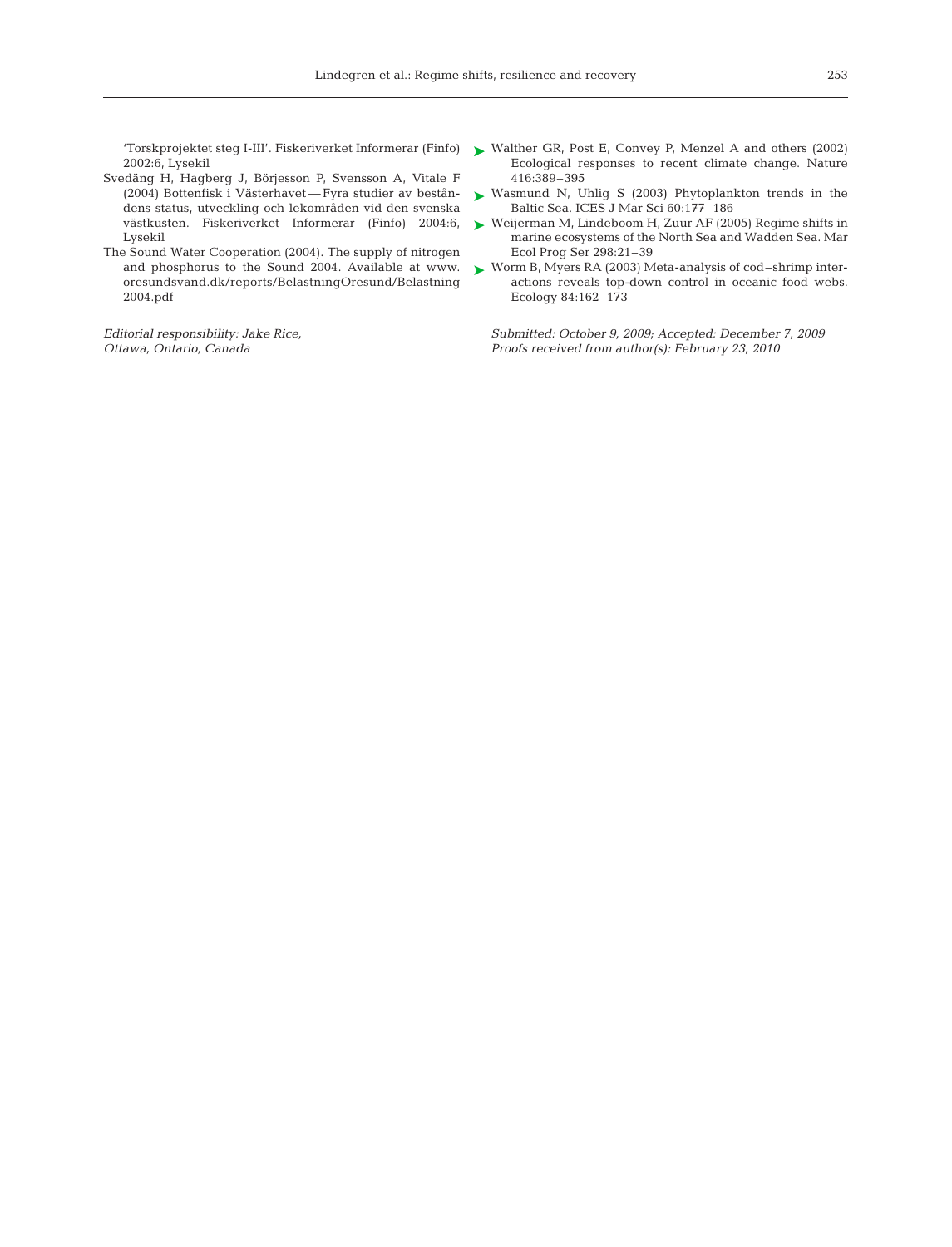'Torskprojektet steg I-III'. Fiskeriverket Informerar (Finfo) 2002:6, Lysekil

Svedäng H, Hagberg J, Börjesson P, Svensson A, Vitale F (2004) Bottenfisk i Västerhavet — Fyra studier av beståndens status, utveckling och lekområden vid den svenska västkusten. Fiskeriverket Informerar (Finfo) 2004:6, Lysekil

The Sound Water Cooperation (2004). The supply of nitrogen and phosphorus to the Sound 2004. Available at www.oresundsvand.dk/reports/BelastningOresund/Belastning2004.pdf

Walther GR, Post E, Convey P, Menzel A and others (2002) Ecological responses to recent climate change. Nature 416:389–395

Wasmund N, Uhlig S (2003) Phytoplankton trends in the Baltic Sea. ICES J Mar Sci 60:177–186

Weijerman M, Lindeboom H, Zuur AF (2005) Regime shifts in marine ecosystems of the North Sea and Wadden Sea. Mar Ecol Prog Ser 298:21–39

Worm B, Myers RA (2003) Meta-analysis of cod–shrimp interactions reveals top-down control in oceanic food webs. Ecology 84:162–173

*Editorial responsibility: Jake Rice, Ottawa, Ontario, Canada*

*Submitted: October 9, 2009; Accepted: December 7, 2009*
*Proofs received from author(s): February 23, 2010*